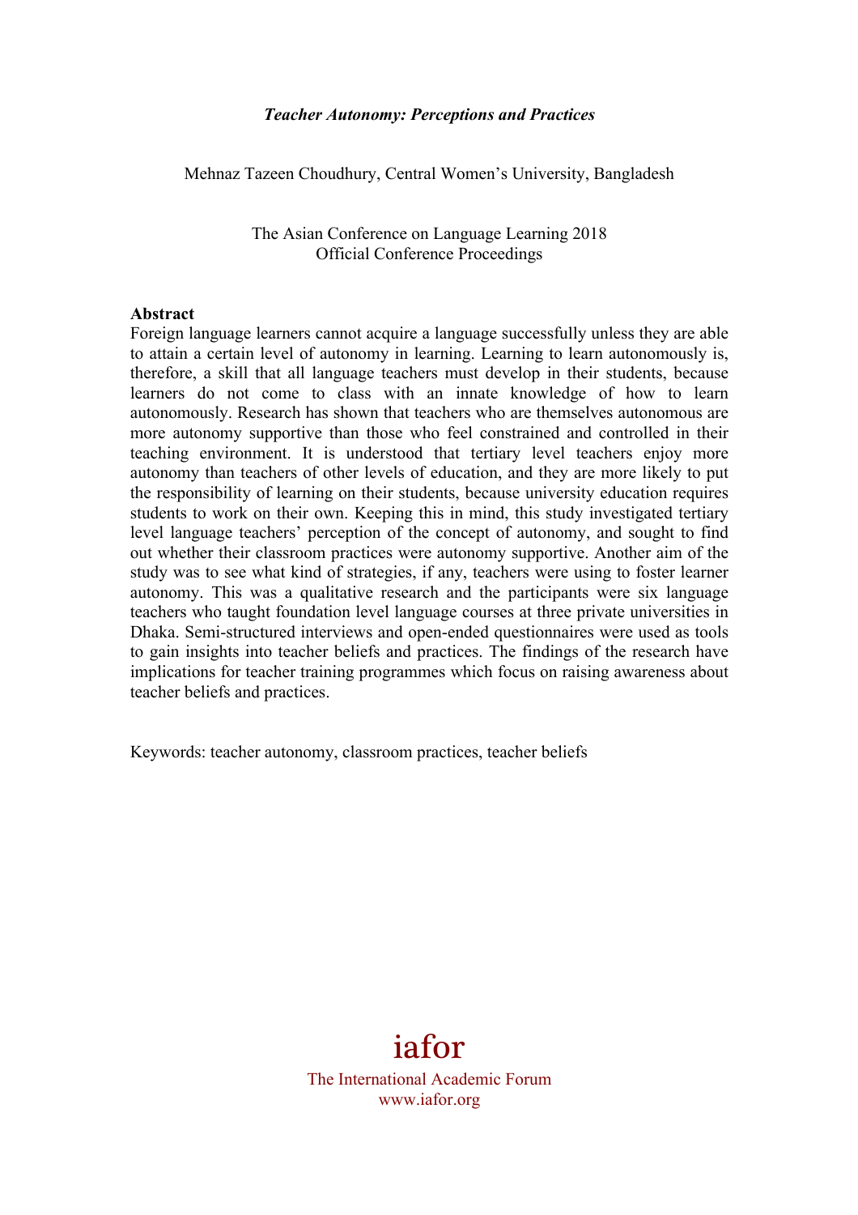***Teacher Autonomy: Perceptions and Practices***

Mehnaz Tazeen Choudhury, Central Women's University, Bangladesh

The Asian Conference on Language Learning 2018
Official Conference Proceedings

**Abstract**

Foreign language learners cannot acquire a language successfully unless they are able to attain a certain level of autonomy in learning. Learning to learn autonomously is, therefore, a skill that all language teachers must develop in their students, because learners do not come to class with an innate knowledge of how to learn autonomously. Research has shown that teachers who are themselves autonomous are more autonomy supportive than those who feel constrained and controlled in their teaching environment. It is understood that tertiary level teachers enjoy more autonomy than teachers of other levels of education, and they are more likely to put the responsibility of learning on their students, because university education requires students to work on their own. Keeping this in mind, this study investigated tertiary level language teachers' perception of the concept of autonomy, and sought to find out whether their classroom practices were autonomy supportive. Another aim of the study was to see what kind of strategies, if any, teachers were using to foster learner autonomy. This was a qualitative research and the participants were six language teachers who taught foundation level language courses at three private universities in Dhaka. Semi-structured interviews and open-ended questionnaires were used as tools to gain insights into teacher beliefs and practices. The findings of the research have implications for teacher training programmes which focus on raising awareness about teacher beliefs and practices.

Keywords: teacher autonomy, classroom practices, teacher beliefs

iafor

The International Academic Forum
www.iafor.org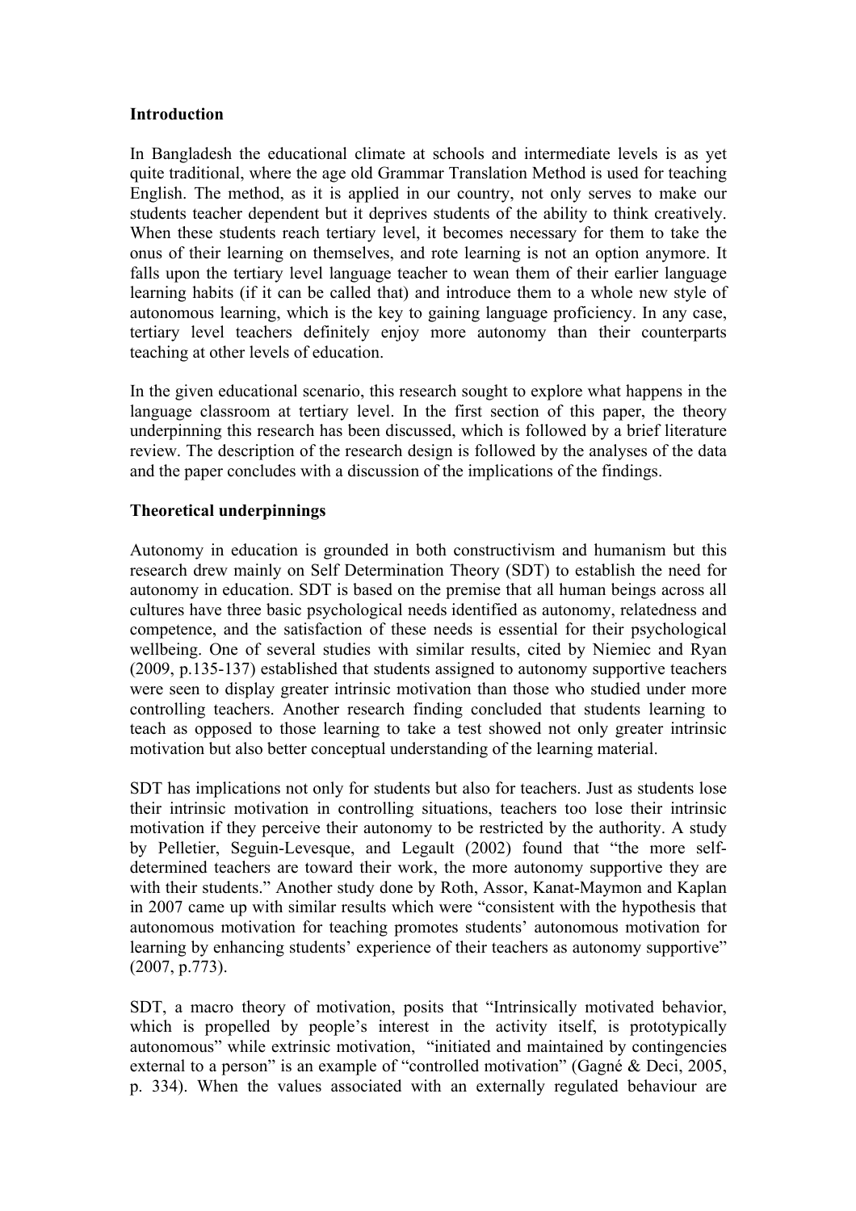## Introduction

In Bangladesh the educational climate at schools and intermediate levels is as yet quite traditional, where the age old Grammar Translation Method is used for teaching English. The method, as it is applied in our country, not only serves to make our students teacher dependent but it deprives students of the ability to think creatively. When these students reach tertiary level, it becomes necessary for them to take the onus of their learning on themselves, and rote learning is not an option anymore. It falls upon the tertiary level language teacher to wean them of their earlier language learning habits (if it can be called that) and introduce them to a whole new style of autonomous learning, which is the key to gaining language proficiency. In any case, tertiary level teachers definitely enjoy more autonomy than their counterparts teaching at other levels of education.

In the given educational scenario, this research sought to explore what happens in the language classroom at tertiary level. In the first section of this paper, the theory underpinning this research has been discussed, which is followed by a brief literature review. The description of the research design is followed by the analyses of the data and the paper concludes with a discussion of the implications of the findings.

## Theoretical underpinnings

Autonomy in education is grounded in both constructivism and humanism but this research drew mainly on Self Determination Theory (SDT) to establish the need for autonomy in education. SDT is based on the premise that all human beings across all cultures have three basic psychological needs identified as autonomy, relatedness and competence, and the satisfaction of these needs is essential for their psychological wellbeing. One of several studies with similar results, cited by Niemiec and Ryan (2009, p.135-137) established that students assigned to autonomy supportive teachers were seen to display greater intrinsic motivation than those who studied under more controlling teachers. Another research finding concluded that students learning to teach as opposed to those learning to take a test showed not only greater intrinsic motivation but also better conceptual understanding of the learning material.

SDT has implications not only for students but also for teachers. Just as students lose their intrinsic motivation in controlling situations, teachers too lose their intrinsic motivation if they perceive their autonomy to be restricted by the authority. A study by Pelletier, Seguin-Levesque, and Legault (2002) found that "the more self-determined teachers are toward their work, the more autonomy supportive they are with their students." Another study done by Roth, Assor, Kanat-Maymon and Kaplan in 2007 came up with similar results which were "consistent with the hypothesis that autonomous motivation for teaching promotes students' autonomous motivation for learning by enhancing students' experience of their teachers as autonomy supportive" (2007, p.773).

SDT, a macro theory of motivation, posits that "Intrinsically motivated behavior, which is propelled by people's interest in the activity itself, is prototypically autonomous" while extrinsic motivation, "initiated and maintained by contingencies external to a person" is an example of "controlled motivation" (Gagné & Deci, 2005, p. 334). When the values associated with an externally regulated behaviour are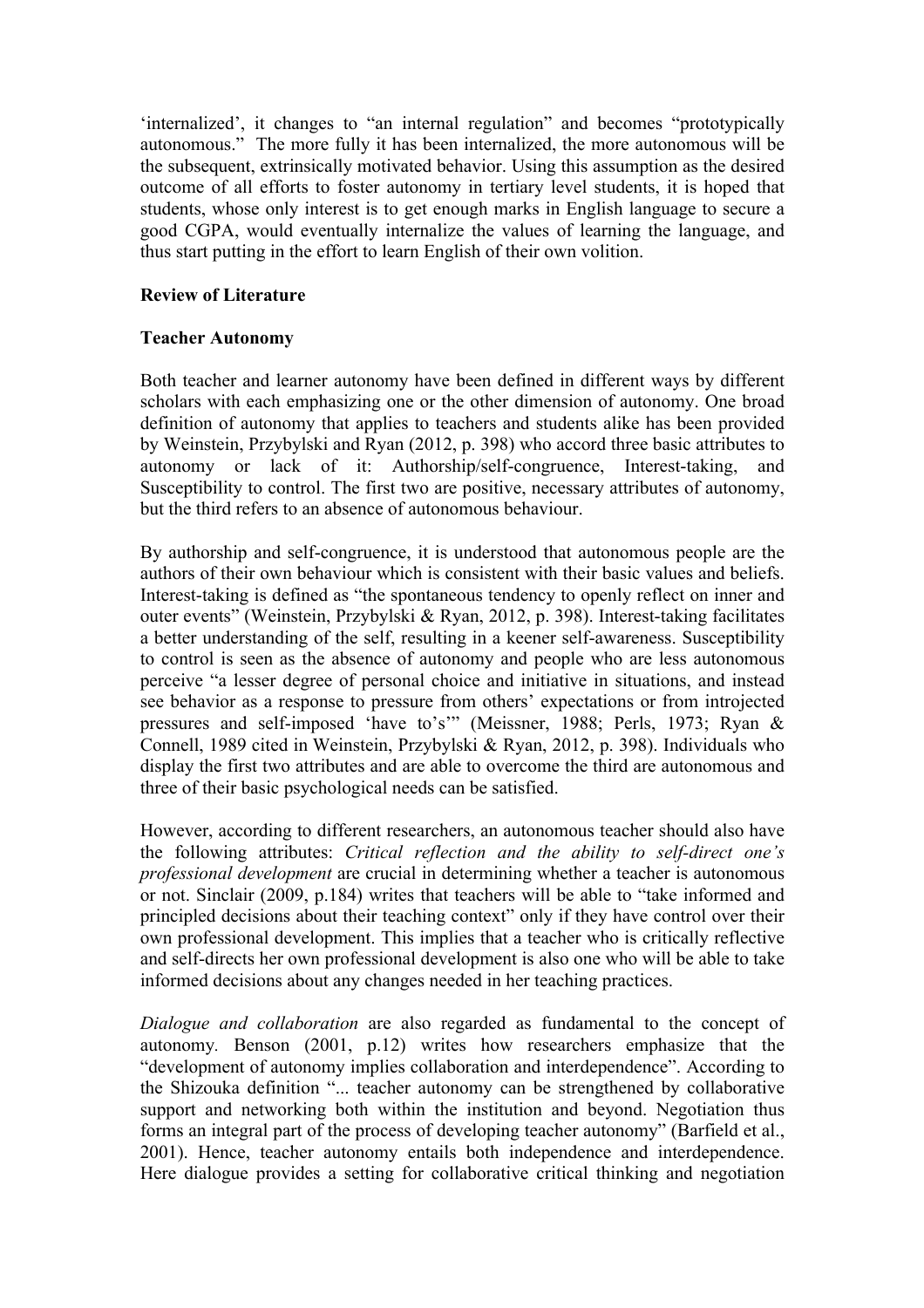'internalized', it changes to "an internal regulation" and becomes "prototypically autonomous." The more fully it has been internalized, the more autonomous will be the subsequent, extrinsically motivated behavior. Using this assumption as the desired outcome of all efforts to foster autonomy in tertiary level students, it is hoped that students, whose only interest is to get enough marks in English language to secure a good CGPA, would eventually internalize the values of learning the language, and thus start putting in the effort to learn English of their own volition.

## Review of Literature

### Teacher Autonomy

Both teacher and learner autonomy have been defined in different ways by different scholars with each emphasizing one or the other dimension of autonomy. One broad definition of autonomy that applies to teachers and students alike has been provided by Weinstein, Przybylski and Ryan (2012, p. 398) who accord three basic attributes to autonomy or lack of it: Authorship/self-congruence, Interest-taking, and Susceptibility to control. The first two are positive, necessary attributes of autonomy, but the third refers to an absence of autonomous behaviour.

By authorship and self-congruence, it is understood that autonomous people are the authors of their own behaviour which is consistent with their basic values and beliefs. Interest-taking is defined as "the spontaneous tendency to openly reflect on inner and outer events" (Weinstein, Przybylski & Ryan, 2012, p. 398). Interest-taking facilitates a better understanding of the self, resulting in a keener self-awareness. Susceptibility to control is seen as the absence of autonomy and people who are less autonomous perceive "a lesser degree of personal choice and initiative in situations, and instead see behavior as a response to pressure from others' expectations or from introjected pressures and self-imposed 'have to's'" (Meissner, 1988; Perls, 1973; Ryan & Connell, 1989 cited in Weinstein, Przybylski & Ryan, 2012, p. 398). Individuals who display the first two attributes and are able to overcome the third are autonomous and three of their basic psychological needs can be satisfied.

However, according to different researchers, an autonomous teacher should also have the following attributes: *Critical reflection and the ability to self-direct one's professional development* are crucial in determining whether a teacher is autonomous or not. Sinclair (2009, p.184) writes that teachers will be able to "take informed and principled decisions about their teaching context" only if they have control over their own professional development. This implies that a teacher who is critically reflective and self-directs her own professional development is also one who will be able to take informed decisions about any changes needed in her teaching practices.

*Dialogue and collaboration* are also regarded as fundamental to the concept of autonomy. Benson (2001, p.12) writes how researchers emphasize that the "development of autonomy implies collaboration and interdependence". According to the Shizouka definition "... teacher autonomy can be strengthened by collaborative support and networking both within the institution and beyond. Negotiation thus forms an integral part of the process of developing teacher autonomy" (Barfield et al., 2001). Hence, teacher autonomy entails both independence and interdependence. Here dialogue provides a setting for collaborative critical thinking and negotiation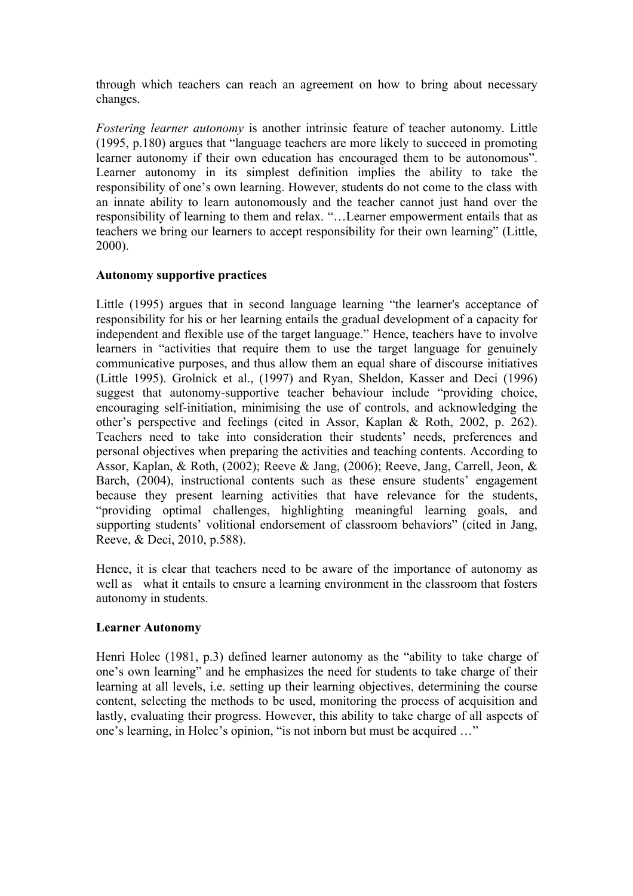through which teachers can reach an agreement on how to bring about necessary changes.

*Fostering learner autonomy* is another intrinsic feature of teacher autonomy. Little (1995, p.180) argues that "language teachers are more likely to succeed in promoting learner autonomy if their own education has encouraged them to be autonomous". Learner autonomy in its simplest definition implies the ability to take the responsibility of one's own learning. However, students do not come to the class with an innate ability to learn autonomously and the teacher cannot just hand over the responsibility of learning to them and relax. "…Learner empowerment entails that as teachers we bring our learners to accept responsibility for their own learning" (Little, 2000).

**Autonomy supportive practices**

Little (1995) argues that in second language learning "the learner's acceptance of responsibility for his or her learning entails the gradual development of a capacity for independent and flexible use of the target language." Hence, teachers have to involve learners in "activities that require them to use the target language for genuinely communicative purposes, and thus allow them an equal share of discourse initiatives (Little 1995). Grolnick et al., (1997) and Ryan, Sheldon, Kasser and Deci (1996) suggest that autonomy-supportive teacher behaviour include "providing choice, encouraging self-initiation, minimising the use of controls, and acknowledging the other's perspective and feelings (cited in Assor, Kaplan & Roth, 2002, p. 262). Teachers need to take into consideration their students' needs, preferences and personal objectives when preparing the activities and teaching contents. According to Assor, Kaplan, & Roth, (2002); Reeve & Jang, (2006); Reeve, Jang, Carrell, Jeon, & Barch, (2004), instructional contents such as these ensure students' engagement because they present learning activities that have relevance for the students, "providing optimal challenges, highlighting meaningful learning goals, and supporting students' volitional endorsement of classroom behaviors" (cited in Jang, Reeve, & Deci, 2010, p.588).

Hence, it is clear that teachers need to be aware of the importance of autonomy as well as what it entails to ensure a learning environment in the classroom that fosters autonomy in students.

**Learner Autonomy**

Henri Holec (1981, p.3) defined learner autonomy as the "ability to take charge of one's own learning" and he emphasizes the need for students to take charge of their learning at all levels, i.e. setting up their learning objectives, determining the course content, selecting the methods to be used, monitoring the process of acquisition and lastly, evaluating their progress. However, this ability to take charge of all aspects of one's learning, in Holec's opinion, "is not inborn but must be acquired …"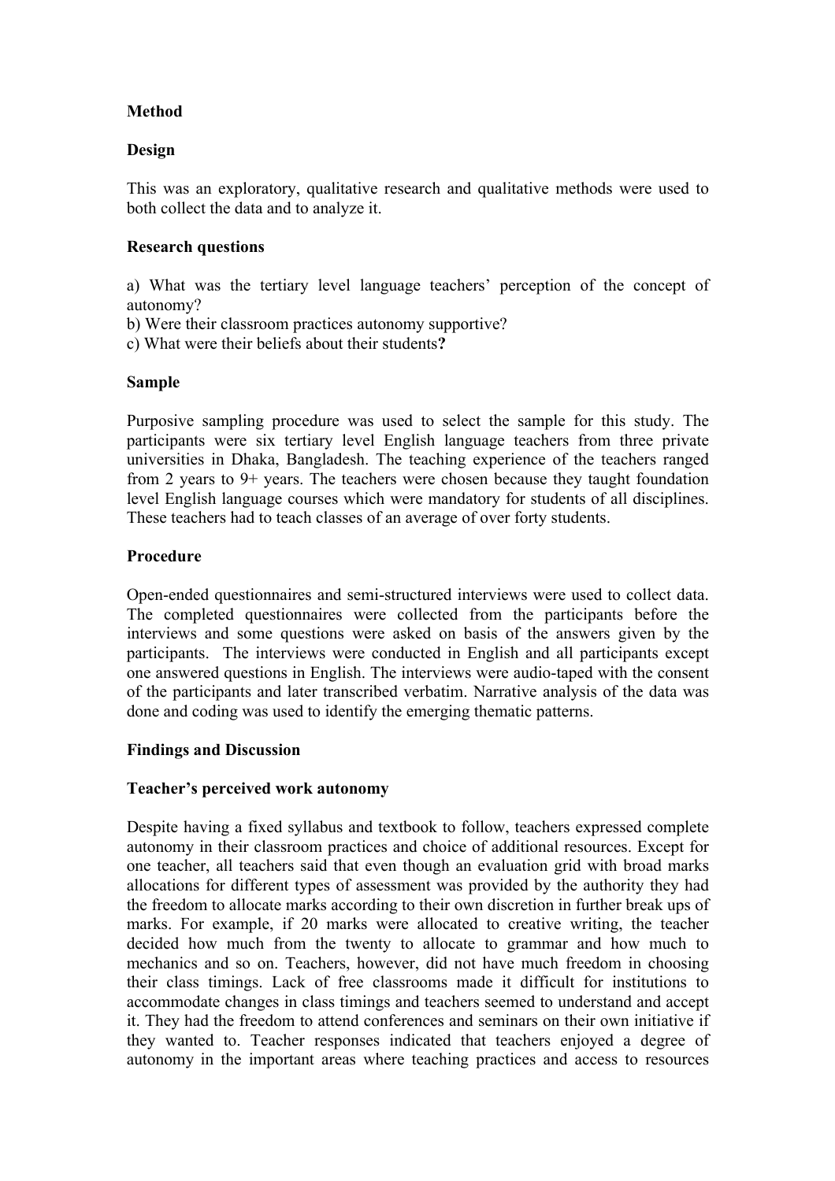## Method

### Design

This was an exploratory, qualitative research and qualitative methods were used to both collect the data and to analyze it.

### Research questions

a) What was the tertiary level language teachers' perception of the concept of autonomy?
b) Were their classroom practices autonomy supportive?
c) What were their beliefs about their students**?**

### Sample

Purposive sampling procedure was used to select the sample for this study. The participants were six tertiary level English language teachers from three private universities in Dhaka, Bangladesh. The teaching experience of the teachers ranged from 2 years to 9+ years. The teachers were chosen because they taught foundation level English language courses which were mandatory for students of all disciplines. These teachers had to teach classes of an average of over forty students.

### Procedure

Open-ended questionnaires and semi-structured interviews were used to collect data. The completed questionnaires were collected from the participants before the interviews and some questions were asked on basis of the answers given by the participants. The interviews were conducted in English and all participants except one answered questions in English. The interviews were audio-taped with the consent of the participants and later transcribed verbatim. Narrative analysis of the data was done and coding was used to identify the emerging thematic patterns.

## Findings and Discussion

### Teacher's perceived work autonomy

Despite having a fixed syllabus and textbook to follow, teachers expressed complete autonomy in their classroom practices and choice of additional resources. Except for one teacher, all teachers said that even though an evaluation grid with broad marks allocations for different types of assessment was provided by the authority they had the freedom to allocate marks according to their own discretion in further break ups of marks. For example, if 20 marks were allocated to creative writing, the teacher decided how much from the twenty to allocate to grammar and how much to mechanics and so on. Teachers, however, did not have much freedom in choosing their class timings. Lack of free classrooms made it difficult for institutions to accommodate changes in class timings and teachers seemed to understand and accept it. They had the freedom to attend conferences and seminars on their own initiative if they wanted to. Teacher responses indicated that teachers enjoyed a degree of autonomy in the important areas where teaching practices and access to resources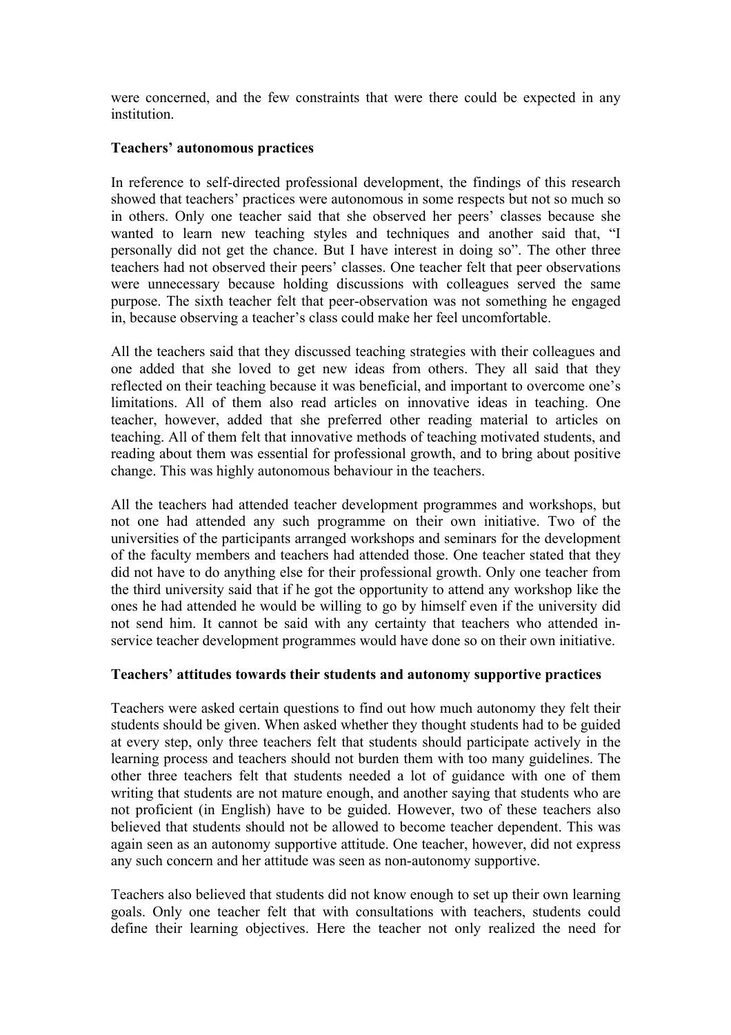were concerned, and the few constraints that were there could be expected in any institution.

**Teachers' autonomous practices**

In reference to self-directed professional development, the findings of this research showed that teachers' practices were autonomous in some respects but not so much so in others. Only one teacher said that she observed her peers' classes because she wanted to learn new teaching styles and techniques and another said that, "I personally did not get the chance. But I have interest in doing so". The other three teachers had not observed their peers' classes. One teacher felt that peer observations were unnecessary because holding discussions with colleagues served the same purpose. The sixth teacher felt that peer-observation was not something he engaged in, because observing a teacher's class could make her feel uncomfortable.

All the teachers said that they discussed teaching strategies with their colleagues and one added that she loved to get new ideas from others. They all said that they reflected on their teaching because it was beneficial, and important to overcome one's limitations. All of them also read articles on innovative ideas in teaching. One teacher, however, added that she preferred other reading material to articles on teaching. All of them felt that innovative methods of teaching motivated students, and reading about them was essential for professional growth, and to bring about positive change. This was highly autonomous behaviour in the teachers.

All the teachers had attended teacher development programmes and workshops, but not one had attended any such programme on their own initiative. Two of the universities of the participants arranged workshops and seminars for the development of the faculty members and teachers had attended those. One teacher stated that they did not have to do anything else for their professional growth. Only one teacher from the third university said that if he got the opportunity to attend any workshop like the ones he had attended he would be willing to go by himself even if the university did not send him. It cannot be said with any certainty that teachers who attended in-service teacher development programmes would have done so on their own initiative.

**Teachers' attitudes towards their students and autonomy supportive practices**

Teachers were asked certain questions to find out how much autonomy they felt their students should be given. When asked whether they thought students had to be guided at every step, only three teachers felt that students should participate actively in the learning process and teachers should not burden them with too many guidelines. The other three teachers felt that students needed a lot of guidance with one of them writing that students are not mature enough, and another saying that students who are not proficient (in English) have to be guided. However, two of these teachers also believed that students should not be allowed to become teacher dependent. This was again seen as an autonomy supportive attitude. One teacher, however, did not express any such concern and her attitude was seen as non-autonomy supportive.

Teachers also believed that students did not know enough to set up their own learning goals. Only one teacher felt that with consultations with teachers, students could define their learning objectives. Here the teacher not only realized the need for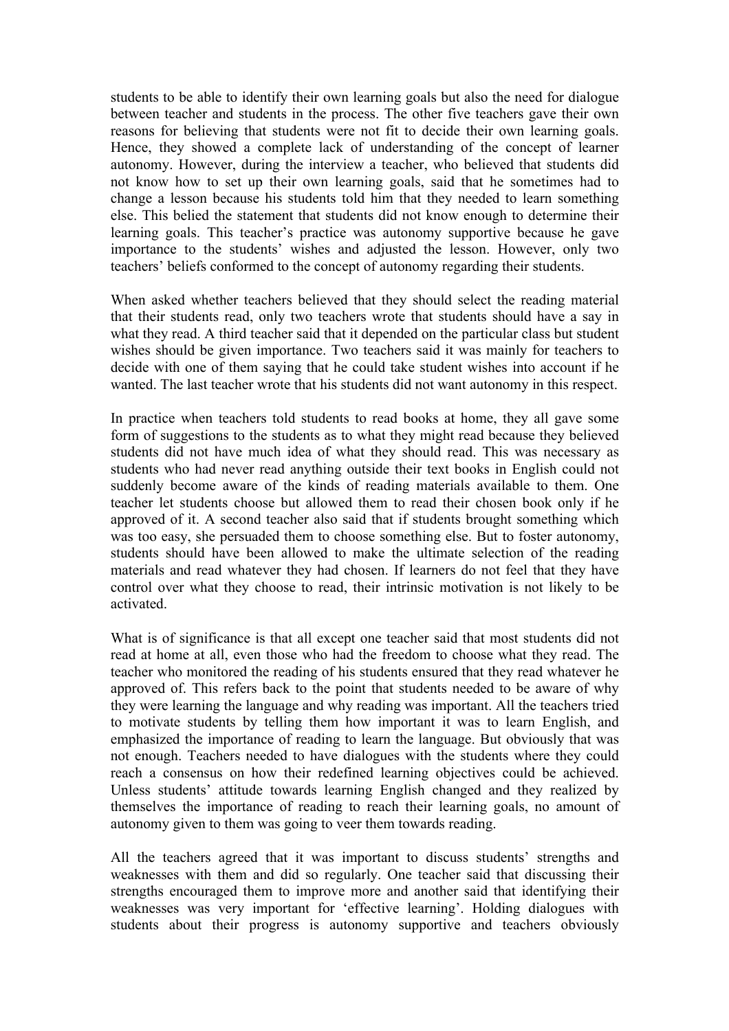students to be able to identify their own learning goals but also the need for dialogue between teacher and students in the process. The other five teachers gave their own reasons for believing that students were not fit to decide their own learning goals. Hence, they showed a complete lack of understanding of the concept of learner autonomy. However, during the interview a teacher, who believed that students did not know how to set up their own learning goals, said that he sometimes had to change a lesson because his students told him that they needed to learn something else. This belied the statement that students did not know enough to determine their learning goals. This teacher's practice was autonomy supportive because he gave importance to the students' wishes and adjusted the lesson. However, only two teachers' beliefs conformed to the concept of autonomy regarding their students.

When asked whether teachers believed that they should select the reading material that their students read, only two teachers wrote that students should have a say in what they read. A third teacher said that it depended on the particular class but student wishes should be given importance. Two teachers said it was mainly for teachers to decide with one of them saying that he could take student wishes into account if he wanted. The last teacher wrote that his students did not want autonomy in this respect.

In practice when teachers told students to read books at home, they all gave some form of suggestions to the students as to what they might read because they believed students did not have much idea of what they should read. This was necessary as students who had never read anything outside their text books in English could not suddenly become aware of the kinds of reading materials available to them. One teacher let students choose but allowed them to read their chosen book only if he approved of it. A second teacher also said that if students brought something which was too easy, she persuaded them to choose something else. But to foster autonomy, students should have been allowed to make the ultimate selection of the reading materials and read whatever they had chosen. If learners do not feel that they have control over what they choose to read, their intrinsic motivation is not likely to be activated.

What is of significance is that all except one teacher said that most students did not read at home at all, even those who had the freedom to choose what they read. The teacher who monitored the reading of his students ensured that they read whatever he approved of. This refers back to the point that students needed to be aware of why they were learning the language and why reading was important. All the teachers tried to motivate students by telling them how important it was to learn English, and emphasized the importance of reading to learn the language. But obviously that was not enough. Teachers needed to have dialogues with the students where they could reach a consensus on how their redefined learning objectives could be achieved. Unless students' attitude towards learning English changed and they realized by themselves the importance of reading to reach their learning goals, no amount of autonomy given to them was going to veer them towards reading.

All the teachers agreed that it was important to discuss students' strengths and weaknesses with them and did so regularly. One teacher said that discussing their strengths encouraged them to improve more and another said that identifying their weaknesses was very important for 'effective learning'. Holding dialogues with students about their progress is autonomy supportive and teachers obviously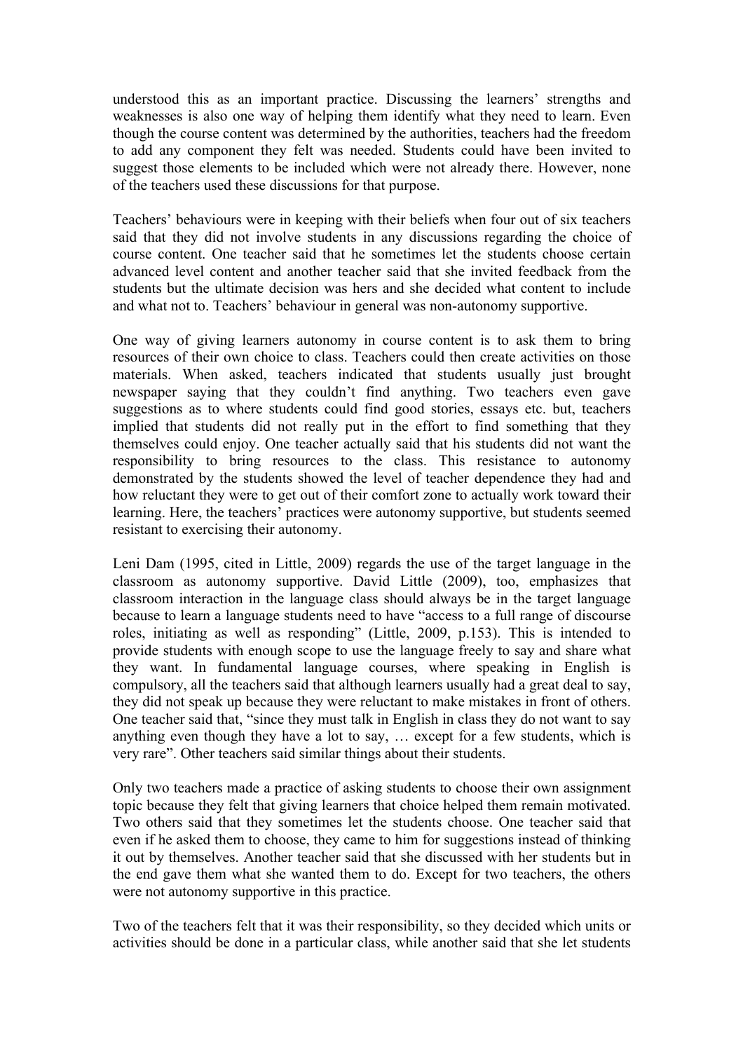understood this as an important practice. Discussing the learners' strengths and weaknesses is also one way of helping them identify what they need to learn. Even though the course content was determined by the authorities, teachers had the freedom to add any component they felt was needed. Students could have been invited to suggest those elements to be included which were not already there. However, none of the teachers used these discussions for that purpose.

Teachers' behaviours were in keeping with their beliefs when four out of six teachers said that they did not involve students in any discussions regarding the choice of course content. One teacher said that he sometimes let the students choose certain advanced level content and another teacher said that she invited feedback from the students but the ultimate decision was hers and she decided what content to include and what not to. Teachers' behaviour in general was non-autonomy supportive.

One way of giving learners autonomy in course content is to ask them to bring resources of their own choice to class. Teachers could then create activities on those materials. When asked, teachers indicated that students usually just brought newspaper saying that they couldn't find anything. Two teachers even gave suggestions as to where students could find good stories, essays etc. but, teachers implied that students did not really put in the effort to find something that they themselves could enjoy. One teacher actually said that his students did not want the responsibility to bring resources to the class. This resistance to autonomy demonstrated by the students showed the level of teacher dependence they had and how reluctant they were to get out of their comfort zone to actually work toward their learning. Here, the teachers' practices were autonomy supportive, but students seemed resistant to exercising their autonomy.

Leni Dam (1995, cited in Little, 2009) regards the use of the target language in the classroom as autonomy supportive. David Little (2009), too, emphasizes that classroom interaction in the language class should always be in the target language because to learn a language students need to have "access to a full range of discourse roles, initiating as well as responding" (Little, 2009, p.153). This is intended to provide students with enough scope to use the language freely to say and share what they want. In fundamental language courses, where speaking in English is compulsory, all the teachers said that although learners usually had a great deal to say, they did not speak up because they were reluctant to make mistakes in front of others. One teacher said that, "since they must talk in English in class they do not want to say anything even though they have a lot to say, … except for a few students, which is very rare". Other teachers said similar things about their students.

Only two teachers made a practice of asking students to choose their own assignment topic because they felt that giving learners that choice helped them remain motivated. Two others said that they sometimes let the students choose. One teacher said that even if he asked them to choose, they came to him for suggestions instead of thinking it out by themselves. Another teacher said that she discussed with her students but in the end gave them what she wanted them to do. Except for two teachers, the others were not autonomy supportive in this practice.

Two of the teachers felt that it was their responsibility, so they decided which units or activities should be done in a particular class, while another said that she let students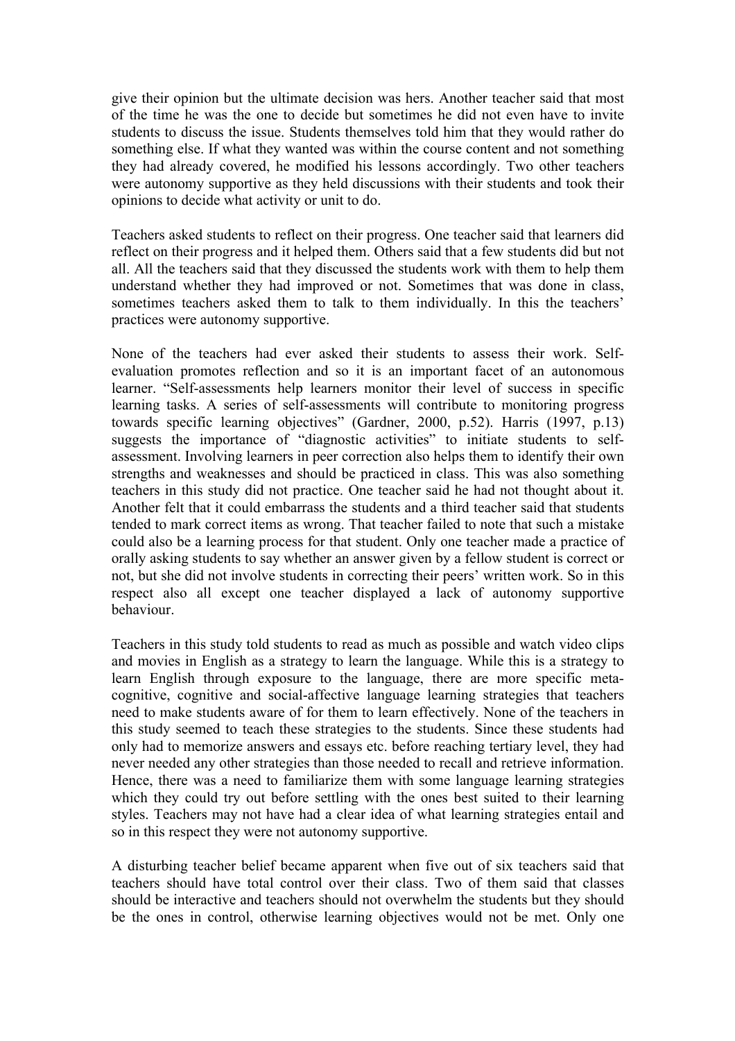give their opinion but the ultimate decision was hers. Another teacher said that most of the time he was the one to decide but sometimes he did not even have to invite students to discuss the issue. Students themselves told him that they would rather do something else. If what they wanted was within the course content and not something they had already covered, he modified his lessons accordingly. Two other teachers were autonomy supportive as they held discussions with their students and took their opinions to decide what activity or unit to do.

Teachers asked students to reflect on their progress. One teacher said that learners did reflect on their progress and it helped them. Others said that a few students did but not all. All the teachers said that they discussed the students work with them to help them understand whether they had improved or not. Sometimes that was done in class, sometimes teachers asked them to talk to them individually. In this the teachers' practices were autonomy supportive.

None of the teachers had ever asked their students to assess their work. Self-evaluation promotes reflection and so it is an important facet of an autonomous learner. "Self-assessments help learners monitor their level of success in specific learning tasks. A series of self-assessments will contribute to monitoring progress towards specific learning objectives" (Gardner, 2000, p.52). Harris (1997, p.13) suggests the importance of "diagnostic activities" to initiate students to self-assessment. Involving learners in peer correction also helps them to identify their own strengths and weaknesses and should be practiced in class. This was also something teachers in this study did not practice. One teacher said he had not thought about it. Another felt that it could embarrass the students and a third teacher said that students tended to mark correct items as wrong. That teacher failed to note that such a mistake could also be a learning process for that student. Only one teacher made a practice of orally asking students to say whether an answer given by a fellow student is correct or not, but she did not involve students in correcting their peers' written work. So in this respect also all except one teacher displayed a lack of autonomy supportive behaviour.

Teachers in this study told students to read as much as possible and watch video clips and movies in English as a strategy to learn the language. While this is a strategy to learn English through exposure to the language, there are more specific meta-cognitive, cognitive and social-affective language learning strategies that teachers need to make students aware of for them to learn effectively. None of the teachers in this study seemed to teach these strategies to the students. Since these students had only had to memorize answers and essays etc. before reaching tertiary level, they had never needed any other strategies than those needed to recall and retrieve information. Hence, there was a need to familiarize them with some language learning strategies which they could try out before settling with the ones best suited to their learning styles. Teachers may not have had a clear idea of what learning strategies entail and so in this respect they were not autonomy supportive.

A disturbing teacher belief became apparent when five out of six teachers said that teachers should have total control over their class. Two of them said that classes should be interactive and teachers should not overwhelm the students but they should be the ones in control, otherwise learning objectives would not be met. Only one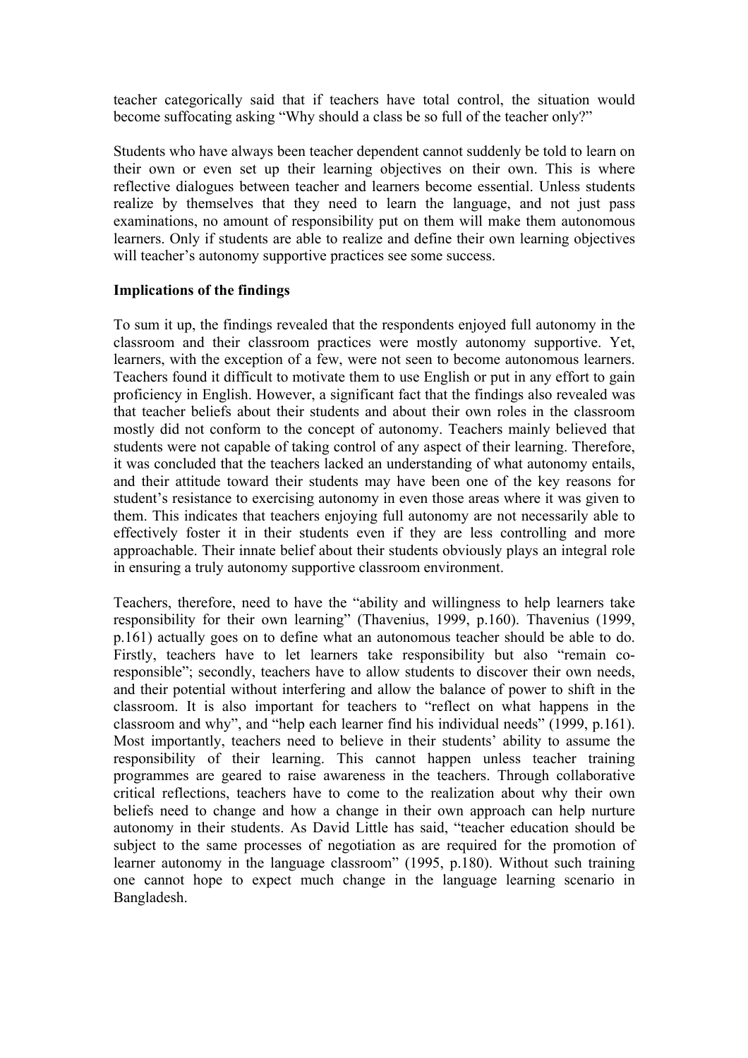teacher categorically said that if teachers have total control, the situation would become suffocating asking "Why should a class be so full of the teacher only?"

Students who have always been teacher dependent cannot suddenly be told to learn on their own or even set up their learning objectives on their own. This is where reflective dialogues between teacher and learners become essential. Unless students realize by themselves that they need to learn the language, and not just pass examinations, no amount of responsibility put on them will make them autonomous learners. Only if students are able to realize and define their own learning objectives will teacher's autonomy supportive practices see some success.

**Implications of the findings**

To sum it up, the findings revealed that the respondents enjoyed full autonomy in the classroom and their classroom practices were mostly autonomy supportive. Yet, learners, with the exception of a few, were not seen to become autonomous learners. Teachers found it difficult to motivate them to use English or put in any effort to gain proficiency in English. However, a significant fact that the findings also revealed was that teacher beliefs about their students and about their own roles in the classroom mostly did not conform to the concept of autonomy. Teachers mainly believed that students were not capable of taking control of any aspect of their learning. Therefore, it was concluded that the teachers lacked an understanding of what autonomy entails, and their attitude toward their students may have been one of the key reasons for student's resistance to exercising autonomy in even those areas where it was given to them. This indicates that teachers enjoying full autonomy are not necessarily able to effectively foster it in their students even if they are less controlling and more approachable. Their innate belief about their students obviously plays an integral role in ensuring a truly autonomy supportive classroom environment.

Teachers, therefore, need to have the "ability and willingness to help learners take responsibility for their own learning" (Thavenius, 1999, p.160). Thavenius (1999, p.161) actually goes on to define what an autonomous teacher should be able to do. Firstly, teachers have to let learners take responsibility but also "remain co-responsible"; secondly, teachers have to allow students to discover their own needs, and their potential without interfering and allow the balance of power to shift in the classroom. It is also important for teachers to "reflect on what happens in the classroom and why", and "help each learner find his individual needs" (1999, p.161). Most importantly, teachers need to believe in their students' ability to assume the responsibility of their learning. This cannot happen unless teacher training programmes are geared to raise awareness in the teachers. Through collaborative critical reflections, teachers have to come to the realization about why their own beliefs need to change and how a change in their own approach can help nurture autonomy in their students. As David Little has said, "teacher education should be subject to the same processes of negotiation as are required for the promotion of learner autonomy in the language classroom" (1995, p.180). Without such training one cannot hope to expect much change in the language learning scenario in Bangladesh.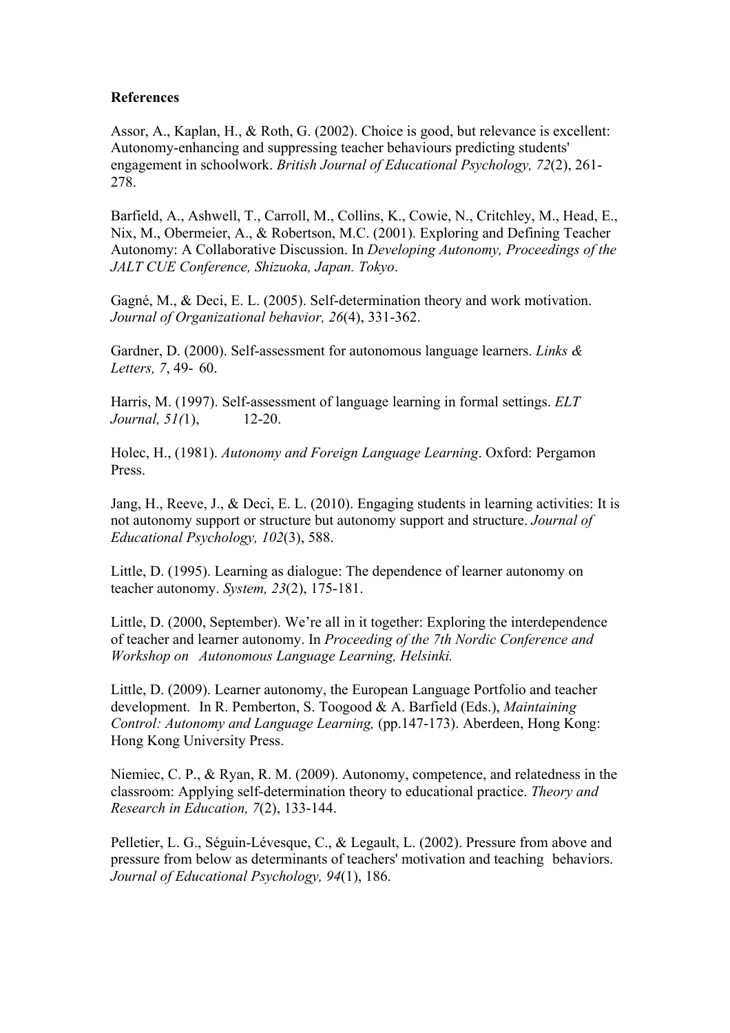**References**

Assor, A., Kaplan, H., & Roth, G. (2002). Choice is good, but relevance is excellent: Autonomy-enhancing and suppressing teacher behaviours predicting students' engagement in schoolwork. *British Journal of Educational Psychology, 72*(2), 261-278.

Barfield, A., Ashwell, T., Carroll, M., Collins, K., Cowie, N., Critchley, M., Head, E., Nix, M., Obermeier, A., & Robertson, M.C. (2001). Exploring and Defining Teacher Autonomy: A Collaborative Discussion. In *Developing Autonomy, Proceedings of the JALT CUE Conference, Shizuoka, Japan. Tokyo*.

Gagné, M., & Deci, E. L. (2005). Self-determination theory and work motivation. *Journal of Organizational behavior, 26*(4), 331-362.

Gardner, D. (2000). Self-assessment for autonomous language learners. *Links & Letters, 7*, 49- 60.

Harris, M. (1997). Self-assessment of language learning in formal settings. *ELT Journal, 51(*1), 12-20.

Holec, H., (1981). *Autonomy and Foreign Language Learning*. Oxford: Pergamon Press.

Jang, H., Reeve, J., & Deci, E. L. (2010). Engaging students in learning activities: It is not autonomy support or structure but autonomy support and structure. *Journal of Educational Psychology, 102*(3), 588.

Little, D. (1995). Learning as dialogue: The dependence of learner autonomy on teacher autonomy. *System, 23*(2), 175-181.

Little, D. (2000, September). We're all in it together: Exploring the interdependence of teacher and learner autonomy. In *Proceeding of the 7th Nordic Conference and Workshop on Autonomous Language Learning, Helsinki.*

Little, D. (2009). Learner autonomy, the European Language Portfolio and teacher development. In R. Pemberton, S. Toogood & A. Barfield (Eds.), *Maintaining Control: Autonomy and Language Learning,* (pp.147-173). Aberdeen, Hong Kong: Hong Kong University Press.

Niemiec, C. P., & Ryan, R. M. (2009). Autonomy, competence, and relatedness in the classroom: Applying self-determination theory to educational practice. *Theory and Research in Education, 7*(2), 133-144.

Pelletier, L. G., Séguin-Lévesque, C., & Legault, L. (2002). Pressure from above and pressure from below as determinants of teachers' motivation and teaching behaviors. *Journal of Educational Psychology, 94*(1), 186.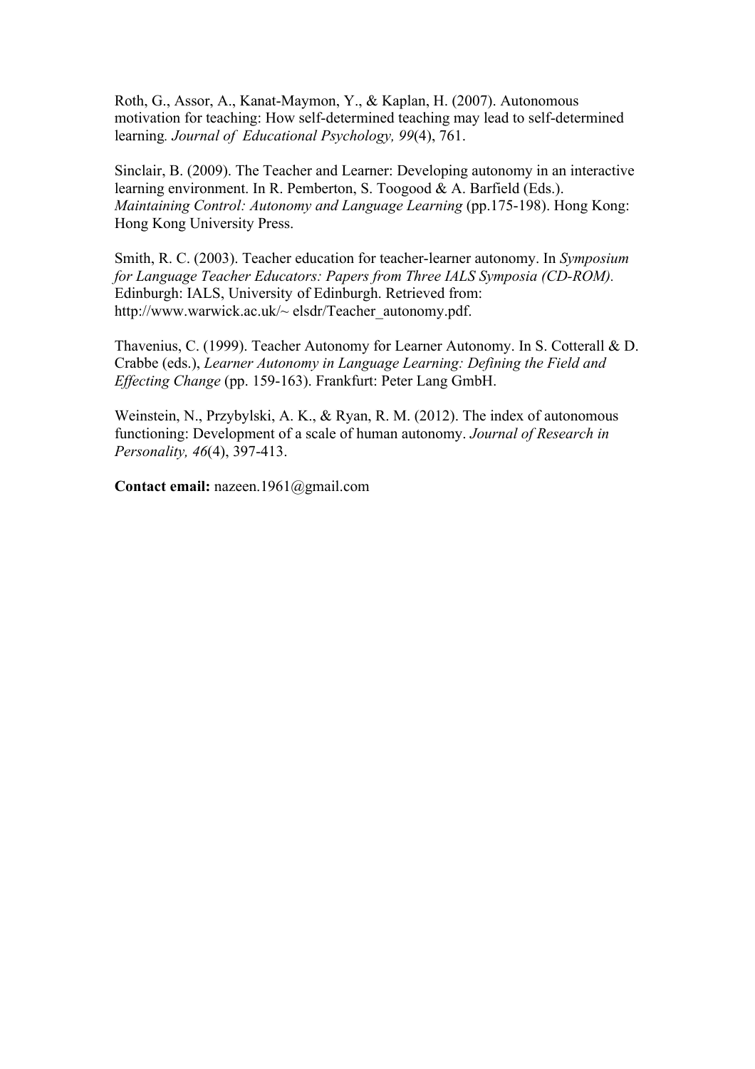Roth, G., Assor, A., Kanat-Maymon, Y., & Kaplan, H. (2007). Autonomous motivation for teaching: How self-determined teaching may lead to self-determined learning. *Journal of Educational Psychology, 99*(4), 761.

Sinclair, B. (2009). The Teacher and Learner: Developing autonomy in an interactive learning environment. In R. Pemberton, S. Toogood & A. Barfield (Eds.). *Maintaining Control: Autonomy and Language Learning* (pp.175-198). Hong Kong: Hong Kong University Press.

Smith, R. C. (2003). Teacher education for teacher-learner autonomy. In *Symposium for Language Teacher Educators: Papers from Three IALS Symposia (CD-ROM).* Edinburgh: IALS, University of Edinburgh. Retrieved from: http://www.warwick.ac.uk/~ elsdr/Teacher_autonomy.pdf.

Thavenius, C. (1999). Teacher Autonomy for Learner Autonomy. In S. Cotterall & D. Crabbe (eds.), *Learner Autonomy in Language Learning: Defining the Field and Effecting Change* (pp. 159-163). Frankfurt: Peter Lang GmbH.

Weinstein, N., Przybylski, A. K., & Ryan, R. M. (2012). The index of autonomous functioning: Development of a scale of human autonomy. *Journal of Research in Personality, 46*(4), 397-413.

**Contact email:** nazeen.1961@gmail.com